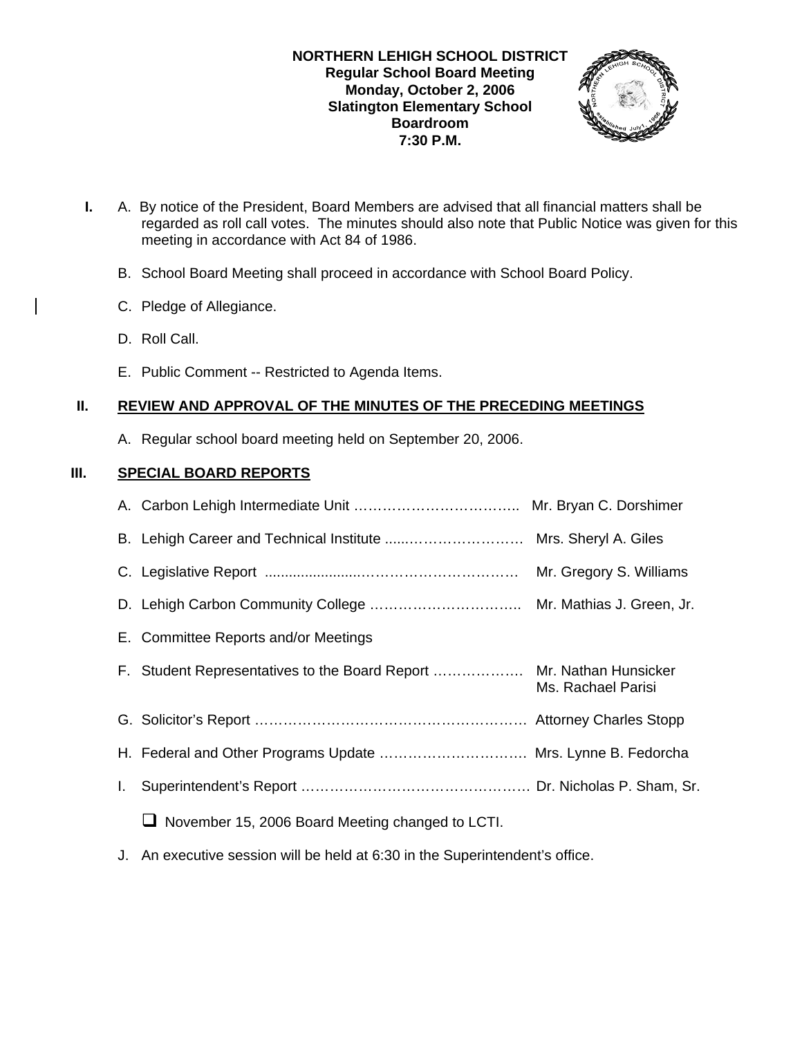**NORTHERN LEHIGH SCHOOL DISTRICT**
**Regular School Board Meeting**
**Monday, October 2, 2006**
**Slatington Elementary School**
**Boardroom**
**7:30 P.M.**

**I.** A. By notice of the President, Board Members are advised that all financial matters shall be regarded as roll call votes. The minutes should also note that Public Notice was given for this meeting in accordance with Act 84 of 1986.

B. School Board Meeting shall proceed in accordance with School Board Policy.

C. Pledge of Allegiance.

D. Roll Call.

E. Public Comment -- Restricted to Agenda Items.

## II. REVIEW AND APPROVAL OF THE MINUTES OF THE PRECEDING MEETINGS

A. Regular school board meeting held on September 20, 2006.

## III. SPECIAL BOARD REPORTS

A. Carbon Lehigh Intermediate Unit …………………………….. Mr. Bryan C. Dorshimer

B. Lehigh Career and Technical Institute ......…………………… Mrs. Sheryl A. Giles

C. Legislative Report .......................…………………………. Mr. Gregory S. Williams

D. Lehigh Carbon Community College ………………………….. Mr. Mathias J. Green, Jr.

E. Committee Reports and/or Meetings

F. Student Representatives to the Board Report ………………. Mr. Nathan Hunsicker
Ms. Rachael Parisi

G. Solicitor's Report …………………………………………………. Attorney Charles Stopp

H. Federal and Other Programs Update …………………………. Mrs. Lynne B. Fedorcha

I. Superintendent's Report …………………………………………. Dr. Nicholas P. Sham, Sr.

- [ ] November 15, 2006 Board Meeting changed to LCTI.

J. An executive session will be held at 6:30 in the Superintendent's office.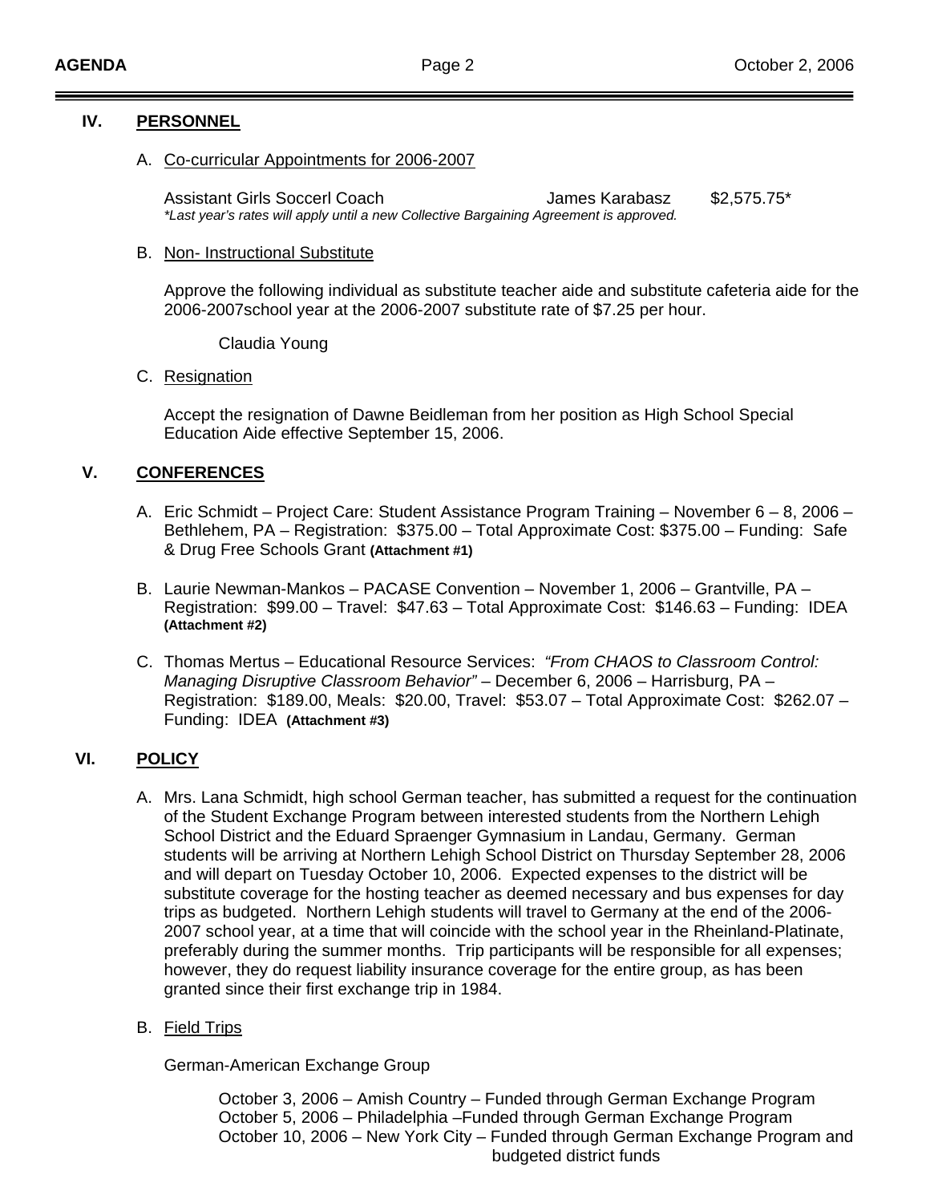## IV. PERSONNEL

A. Co-curricular Appointments for 2006-2007

| Assistant Girls Soccerl Coach | James Karabasz | $2,575.75* |
|---|---|---|

*\*Last year's rates will apply until a new Collective Bargaining Agreement is approved.*

B. Non- Instructional Substitute

Approve the following individual as substitute teacher aide and substitute cafeteria aide for the 2006-2007school year at the 2006-2007 substitute rate of $7.25 per hour.

Claudia Young

C. Resignation

Accept the resignation of Dawne Beidleman from her position as High School Special Education Aide effective September 15, 2006.

## V. CONFERENCES

A. Eric Schmidt – Project Care: Student Assistance Program Training – November 6 – 8, 2006 – Bethlehem, PA – Registration: $375.00 – Total Approximate Cost: $375.00 – Funding: Safe & Drug Free Schools Grant **(Attachment #1)**

B. Laurie Newman-Mankos – PACASE Convention – November 1, 2006 – Grantville, PA – Registration: $99.00 – Travel: $47.63 – Total Approximate Cost: $146.63 – Funding: IDEA **(Attachment #2)**

C. Thomas Mertus – Educational Resource Services: *"From CHAOS to Classroom Control: Managing Disruptive Classroom Behavior"* – December 6, 2006 – Harrisburg, PA – Registration: $189.00, Meals: $20.00, Travel: $53.07 – Total Approximate Cost: $262.07 – Funding: IDEA **(Attachment #3)**

## VI. POLICY

A. Mrs. Lana Schmidt, high school German teacher, has submitted a request for the continuation of the Student Exchange Program between interested students from the Northern Lehigh School District and the Eduard Spraenger Gymnasium in Landau, Germany. German students will be arriving at Northern Lehigh School District on Thursday September 28, 2006 and will depart on Tuesday October 10, 2006. Expected expenses to the district will be substitute coverage for the hosting teacher as deemed necessary and bus expenses for day trips as budgeted. Northern Lehigh students will travel to Germany at the end of the 2006-2007 school year, at a time that will coincide with the school year in the Rheinland-Platinate, preferably during the summer months. Trip participants will be responsible for all expenses; however, they do request liability insurance coverage for the entire group, as has been granted since their first exchange trip in 1984.

B. Field Trips

German-American Exchange Group

October 3, 2006 – Amish Country – Funded through German Exchange Program
October 5, 2006 – Philadelphia –Funded through German Exchange Program
October 10, 2006 – New York City – Funded through German Exchange Program and budgeted district funds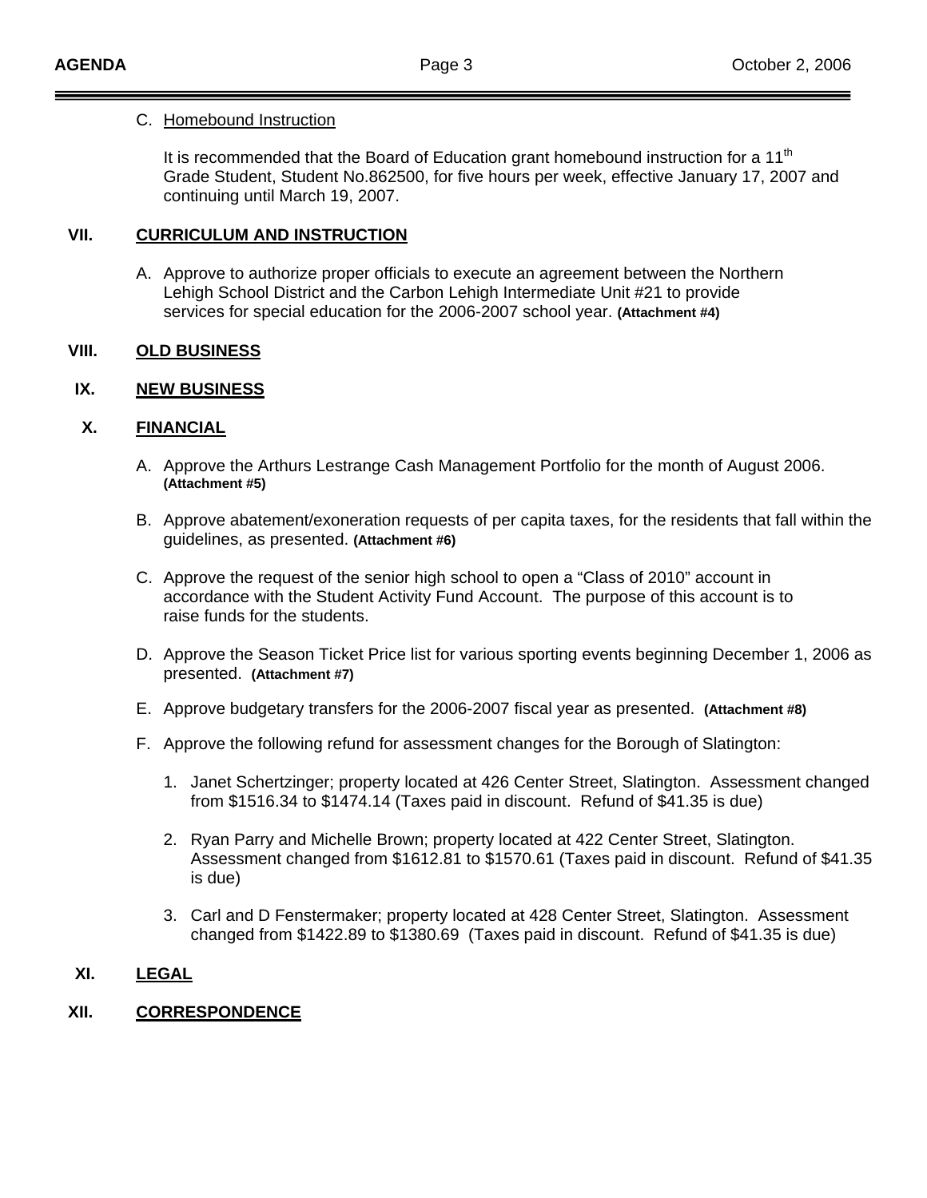C. Homebound Instruction

It is recommended that the Board of Education grant homebound instruction for a 11th Grade Student, Student No.862500, for five hours per week, effective January 17, 2007 and continuing until March 19, 2007.

## VII. CURRICULUM AND INSTRUCTION

A. Approve to authorize proper officials to execute an agreement between the Northern Lehigh School District and the Carbon Lehigh Intermediate Unit #21 to provide services for special education for the 2006-2007 school year. **(Attachment #4)**

## VIII. OLD BUSINESS

## IX. NEW BUSINESS

## X. FINANCIAL

A. Approve the Arthurs Lestrange Cash Management Portfolio for the month of August 2006. **(Attachment #5)**

B. Approve abatement/exoneration requests of per capita taxes, for the residents that fall within the guidelines, as presented. **(Attachment #6)**

C. Approve the request of the senior high school to open a "Class of 2010" account in accordance with the Student Activity Fund Account. The purpose of this account is to raise funds for the students.

D. Approve the Season Ticket Price list for various sporting events beginning December 1, 2006 as presented. **(Attachment #7)**

E. Approve budgetary transfers for the 2006-2007 fiscal year as presented. **(Attachment #8)**

F. Approve the following refund for assessment changes for the Borough of Slatington:

1. Janet Schertzinger; property located at 426 Center Street, Slatington. Assessment changed from $1516.34 to $1474.14 (Taxes paid in discount. Refund of $41.35 is due)

2. Ryan Parry and Michelle Brown; property located at 422 Center Street, Slatington. Assessment changed from $1612.81 to $1570.61 (Taxes paid in discount. Refund of $41.35 is due)

3. Carl and D Fenstermaker; property located at 428 Center Street, Slatington. Assessment changed from $1422.89 to $1380.69 (Taxes paid in discount. Refund of $41.35 is due)

## XI. LEGAL

## XII. CORRESPONDENCE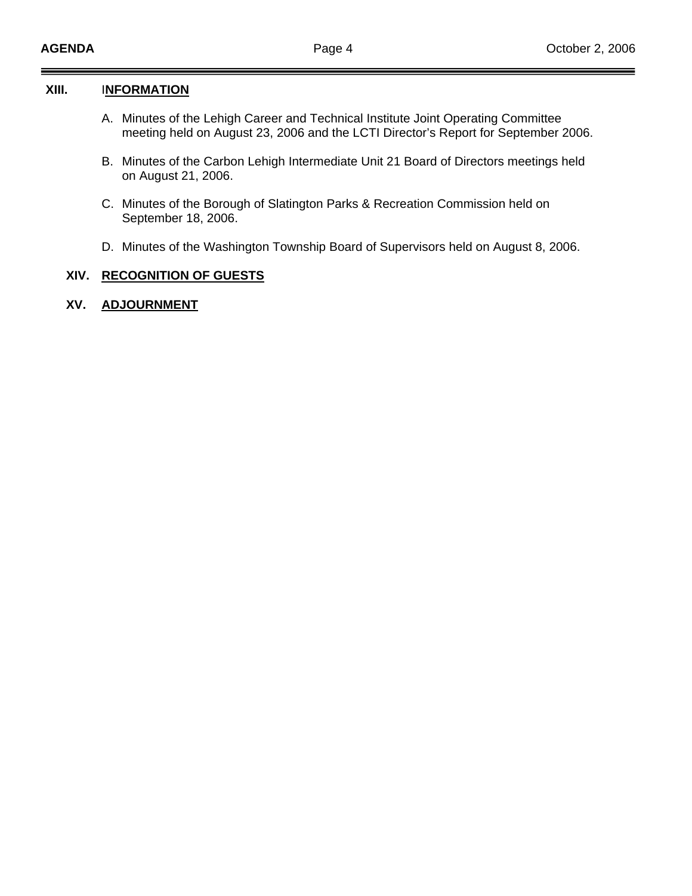## XIII. INFORMATION

A. Minutes of the Lehigh Career and Technical Institute Joint Operating Committee meeting held on August 23, 2006 and the LCTI Director's Report for September 2006.

B. Minutes of the Carbon Lehigh Intermediate Unit 21 Board of Directors meetings held on August 21, 2006.

C. Minutes of the Borough of Slatington Parks & Recreation Commission held on September 18, 2006.

D. Minutes of the Washington Township Board of Supervisors held on August 8, 2006.

## XIV. RECOGNITION OF GUESTS

## XV. ADJOURNMENT